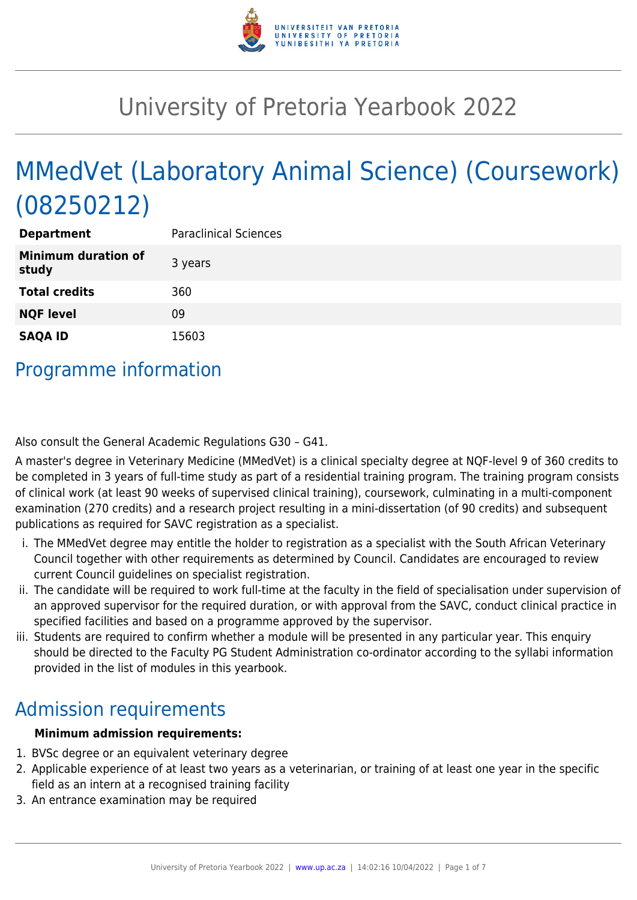# University of Pretoria Yearbook 2022

# MMedVet (Laboratory Animal Science) (Coursework) (08250212)

| | |
|---|---|
| **Department** | Paraclinical Sciences |
| **Minimum duration of study** | 3 years |
| **Total credits** | 360 |
| **NQF level** | 09 |
| **SAQA ID** | 15603 |

## Programme information

Also consult the General Academic Regulations G30 – G41.

A master's degree in Veterinary Medicine (MMedVet) is a clinical specialty degree at NQF-level 9 of 360 credits to be completed in 3 years of full-time study as part of a residential training program. The training program consists of clinical work (at least 90 weeks of supervised clinical training), coursework, culminating in a multi-component examination (270 credits) and a research project resulting in a mini-dissertation (of 90 credits) and subsequent publications as required for SAVC registration as a specialist.

i. The MMedVet degree may entitle the holder to registration as a specialist with the South African Veterinary Council together with other requirements as determined by Council. Candidates are encouraged to review current Council guidelines on specialist registration.
ii. The candidate will be required to work full-time at the faculty in the field of specialisation under supervision of an approved supervisor for the required duration, or with approval from the SAVC, conduct clinical practice in specified facilities and based on a programme approved by the supervisor.
iii. Students are required to confirm whether a module will be presented in any particular year. This enquiry should be directed to the Faculty PG Student Administration co-ordinator according to the syllabi information provided in the list of modules in this yearbook.

## Admission requirements

**Minimum admission requirements:**

1. BVSc degree or an equivalent veterinary degree
2. Applicable experience of at least two years as a veterinarian, or training of at least one year in the specific field as an intern at a recognised training facility
3. An entrance examination may be required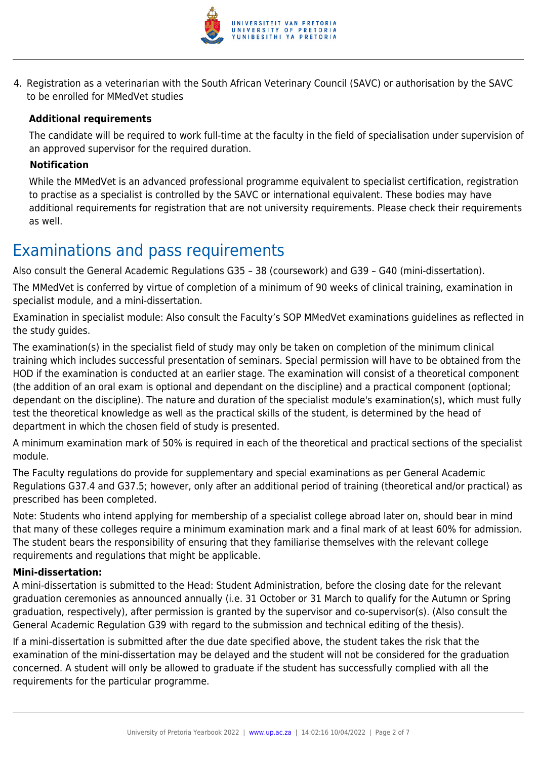4. Registration as a veterinarian with the South African Veterinary Council (SAVC) or authorisation by the SAVC to be enrolled for MMedVet studies

**Additional requirements**

The candidate will be required to work full-time at the faculty in the field of specialisation under supervision of an approved supervisor for the required duration.

**Notification**

While the MMedVet is an advanced professional programme equivalent to specialist certification, registration to practise as a specialist is controlled by the SAVC or international equivalent. These bodies may have additional requirements for registration that are not university requirements. Please check their requirements as well.

# Examinations and pass requirements

Also consult the General Academic Regulations G35 – 38 (coursework) and G39 – G40 (mini-dissertation).

The MMedVet is conferred by virtue of completion of a minimum of 90 weeks of clinical training, examination in specialist module, and a mini-dissertation.

Examination in specialist module: Also consult the Faculty's SOP MMedVet examinations guidelines as reflected in the study guides.

The examination(s) in the specialist field of study may only be taken on completion of the minimum clinical training which includes successful presentation of seminars. Special permission will have to be obtained from the HOD if the examination is conducted at an earlier stage. The examination will consist of a theoretical component (the addition of an oral exam is optional and dependant on the discipline) and a practical component (optional; dependant on the discipline). The nature and duration of the specialist module's examination(s), which must fully test the theoretical knowledge as well as the practical skills of the student, is determined by the head of department in which the chosen field of study is presented.

A minimum examination mark of 50% is required in each of the theoretical and practical sections of the specialist module.

The Faculty regulations do provide for supplementary and special examinations as per General Academic Regulations G37.4 and G37.5; however, only after an additional period of training (theoretical and/or practical) as prescribed has been completed.

Note: Students who intend applying for membership of a specialist college abroad later on, should bear in mind that many of these colleges require a minimum examination mark and a final mark of at least 60% for admission. The student bears the responsibility of ensuring that they familiarise themselves with the relevant college requirements and regulations that might be applicable.

**Mini-dissertation:**

A mini-dissertation is submitted to the Head: Student Administration, before the closing date for the relevant graduation ceremonies as announced annually (i.e. 31 October or 31 March to qualify for the Autumn or Spring graduation, respectively), after permission is granted by the supervisor and co-supervisor(s). (Also consult the General Academic Regulation G39 with regard to the submission and technical editing of the thesis).

If a mini-dissertation is submitted after the due date specified above, the student takes the risk that the examination of the mini-dissertation may be delayed and the student will not be considered for the graduation concerned. A student will only be allowed to graduate if the student has successfully complied with all the requirements for the particular programme.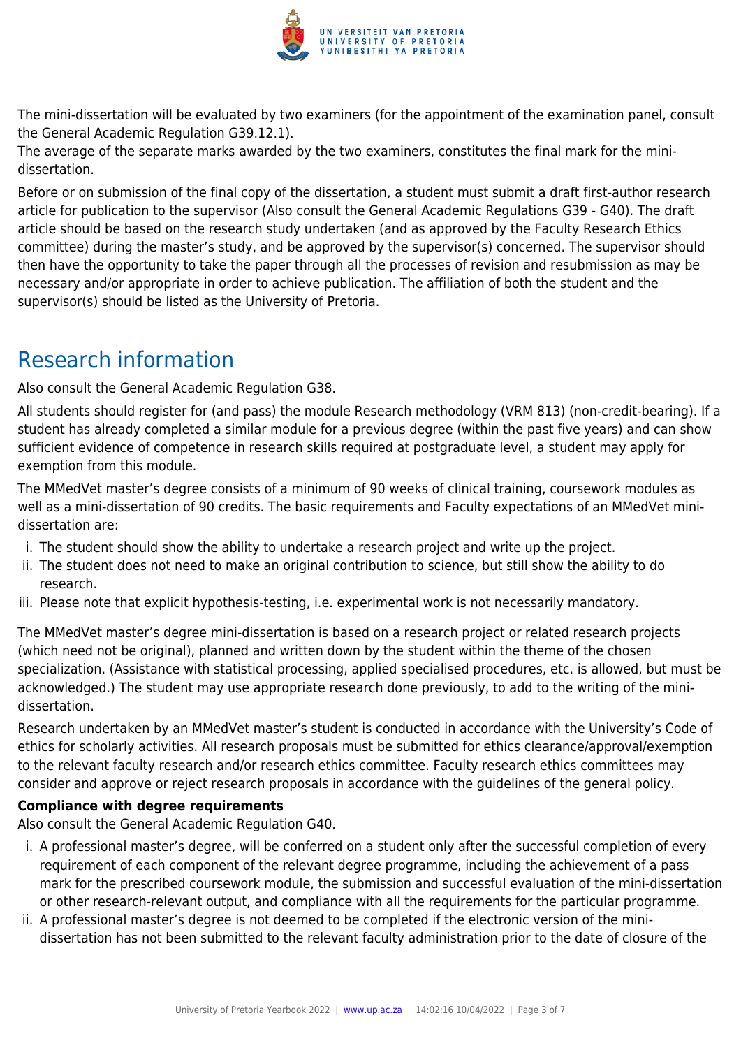The mini-dissertation will be evaluated by two examiners (for the appointment of the examination panel, consult the General Academic Regulation G39.12.1).
The average of the separate marks awarded by the two examiners, constitutes the final mark for the mini-dissertation.

Before or on submission of the final copy of the dissertation, a student must submit a draft first-author research article for publication to the supervisor (Also consult the General Academic Regulations G39 - G40). The draft article should be based on the research study undertaken (and as approved by the Faculty Research Ethics committee) during the master's study, and be approved by the supervisor(s) concerned. The supervisor should then have the opportunity to take the paper through all the processes of revision and resubmission as may be necessary and/or appropriate in order to achieve publication. The affiliation of both the student and the supervisor(s) should be listed as the University of Pretoria.

# Research information

Also consult the General Academic Regulation G38.

All students should register for (and pass) the module Research methodology (VRM 813) (non-credit-bearing). If a student has already completed a similar module for a previous degree (within the past five years) and can show sufficient evidence of competence in research skills required at postgraduate level, a student may apply for exemption from this module.

The MMedVet master's degree consists of a minimum of 90 weeks of clinical training, coursework modules as well as a mini-dissertation of 90 credits. The basic requirements and Faculty expectations of an MMedVet mini-dissertation are:

i. The student should show the ability to undertake a research project and write up the project.
ii. The student does not need to make an original contribution to science, but still show the ability to do research.
iii. Please note that explicit hypothesis-testing, i.e. experimental work is not necessarily mandatory.

The MMedVet master's degree mini-dissertation is based on a research project or related research projects (which need not be original), planned and written down by the student within the theme of the chosen specialization. (Assistance with statistical processing, applied specialised procedures, etc. is allowed, but must be acknowledged.) The student may use appropriate research done previously, to add to the writing of the mini-dissertation.

Research undertaken by an MMedVet master's student is conducted in accordance with the University's Code of ethics for scholarly activities. All research proposals must be submitted for ethics clearance/approval/exemption to the relevant faculty research and/or research ethics committee. Faculty research ethics committees may consider and approve or reject research proposals in accordance with the guidelines of the general policy.

**Compliance with degree requirements**
Also consult the General Academic Regulation G40.

i. A professional master's degree, will be conferred on a student only after the successful completion of every requirement of each component of the relevant degree programme, including the achievement of a pass mark for the prescribed coursework module, the submission and successful evaluation of the mini-dissertation or other research-relevant output, and compliance with all the requirements for the particular programme.
ii. A professional master's degree is not deemed to be completed if the electronic version of the mini-dissertation has not been submitted to the relevant faculty administration prior to the date of closure of the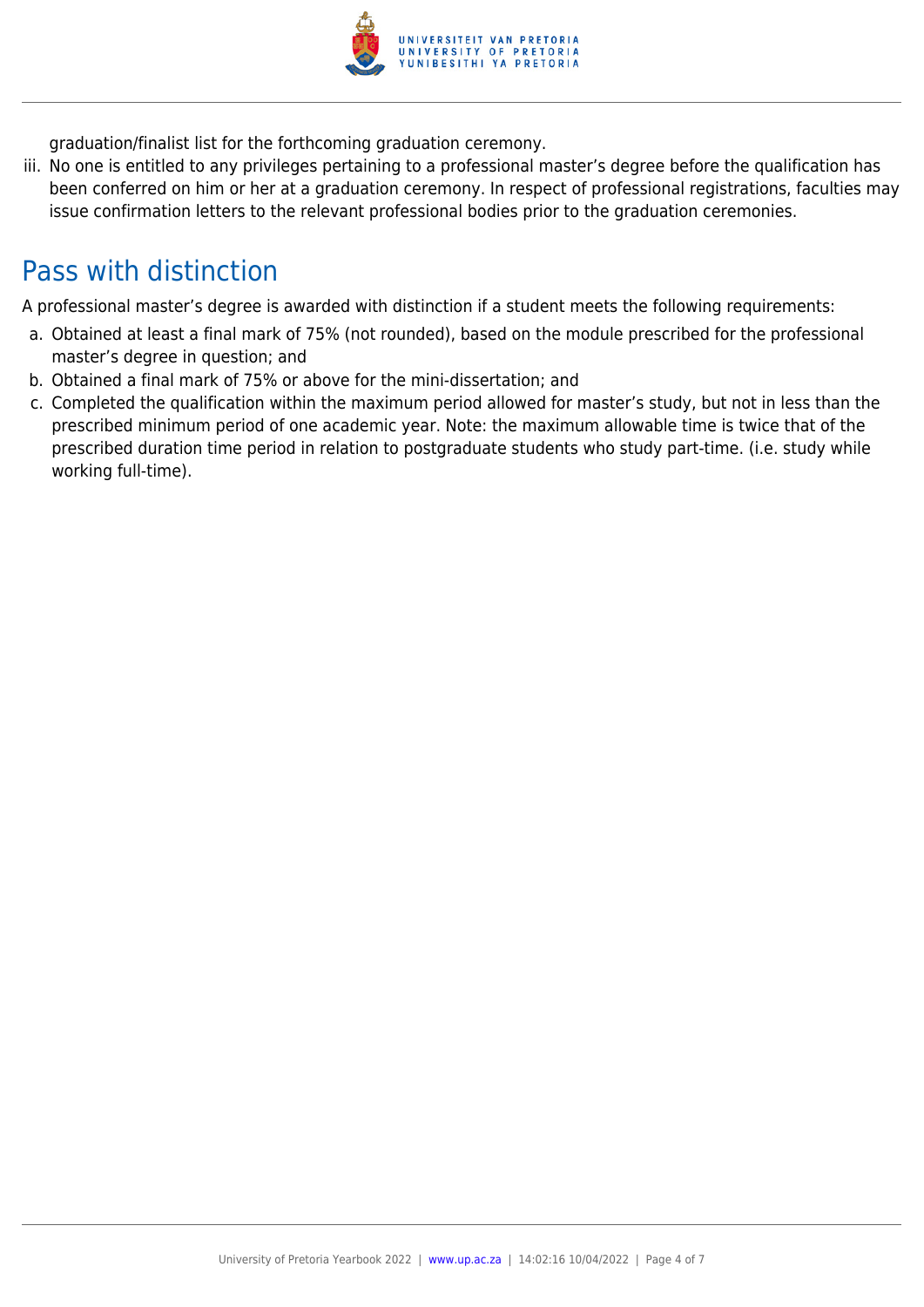graduation/finalist list for the forthcoming graduation ceremony.

iii. No one is entitled to any privileges pertaining to a professional master's degree before the qualification has been conferred on him or her at a graduation ceremony. In respect of professional registrations, faculties may issue confirmation letters to the relevant professional bodies prior to the graduation ceremonies.

## Pass with distinction

A professional master's degree is awarded with distinction if a student meets the following requirements:

a. Obtained at least a final mark of 75% (not rounded), based on the module prescribed for the professional master's degree in question; and
b. Obtained a final mark of 75% or above for the mini-dissertation; and
c. Completed the qualification within the maximum period allowed for master's study, but not in less than the prescribed minimum period of one academic year. Note: the maximum allowable time is twice that of the prescribed duration time period in relation to postgraduate students who study part-time. (i.e. study while working full-time).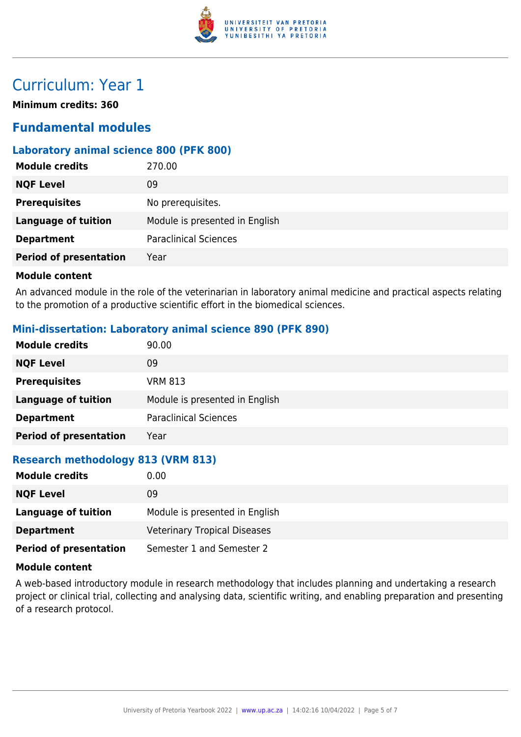# Curriculum: Year 1

**Minimum credits: 360**

## Fundamental modules

### Laboratory animal science 800 (PFK 800)

| | |
|---|---|
| **Module credits** | 270.00 |
| **NQF Level** | 09 |
| **Prerequisites** | No prerequisites. |
| **Language of tuition** | Module is presented in English |
| **Department** | Paraclinical Sciences |
| **Period of presentation** | Year |

**Module content**

An advanced module in the role of the veterinarian in laboratory animal medicine and practical aspects relating to the promotion of a productive scientific effort in the biomedical sciences.

### Mini-dissertation: Laboratory animal science 890 (PFK 890)

| | |
|---|---|
| **Module credits** | 90.00 |
| **NQF Level** | 09 |
| **Prerequisites** | VRM 813 |
| **Language of tuition** | Module is presented in English |
| **Department** | Paraclinical Sciences |
| **Period of presentation** | Year |

### Research methodology 813 (VRM 813)

| | |
|---|---|
| **Module credits** | 0.00 |
| **NQF Level** | 09 |
| **Language of tuition** | Module is presented in English |
| **Department** | Veterinary Tropical Diseases |
| **Period of presentation** | Semester 1 and Semester 2 |

**Module content**

A web-based introductory module in research methodology that includes planning and undertaking a research project or clinical trial, collecting and analysing data, scientific writing, and enabling preparation and presenting of a research protocol.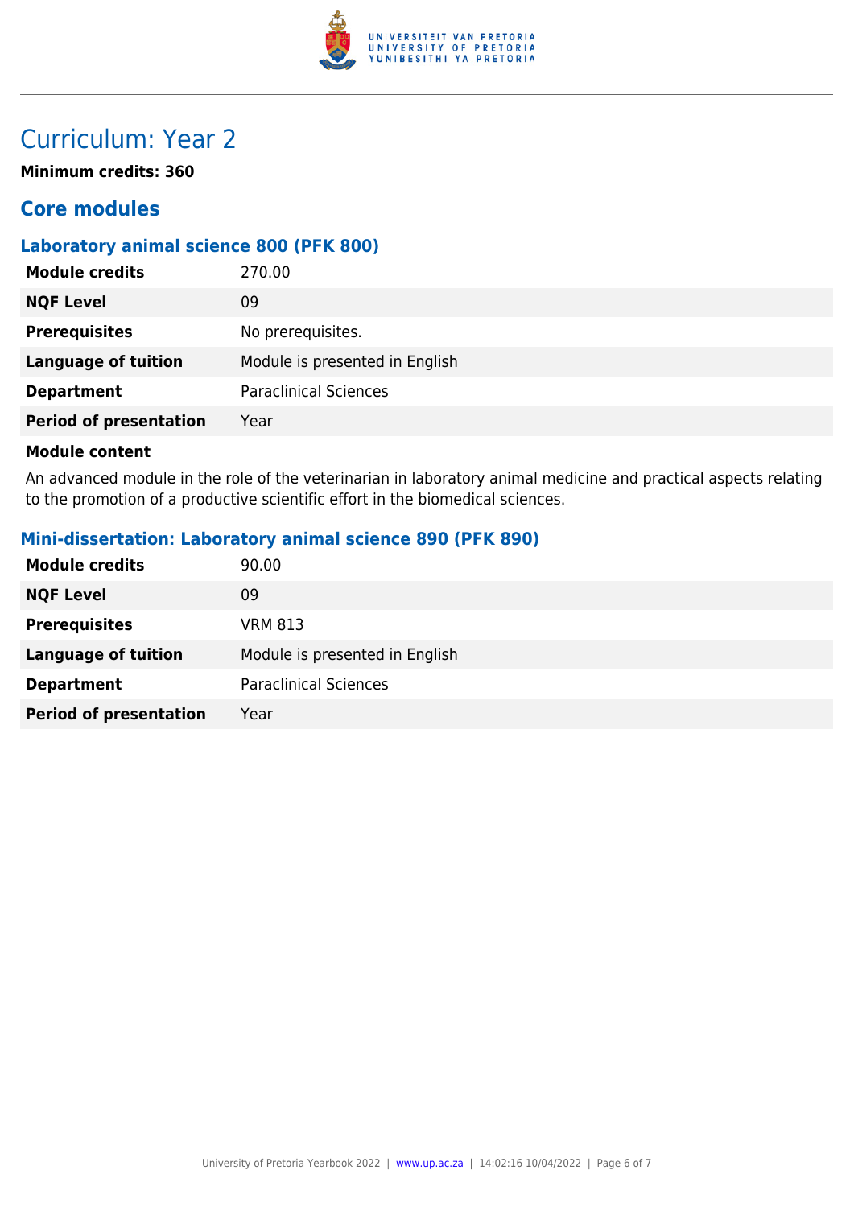# Curriculum: Year 2

**Minimum credits: 360**

## Core modules

### Laboratory animal science 800 (PFK 800)

| | |
|---|---|
| **Module credits** | 270.00 |
| **NQF Level** | 09 |
| **Prerequisites** | No prerequisites. |
| **Language of tuition** | Module is presented in English |
| **Department** | Paraclinical Sciences |
| **Period of presentation** | Year |

**Module content**

An advanced module in the role of the veterinarian in laboratory animal medicine and practical aspects relating to the promotion of a productive scientific effort in the biomedical sciences.

### Mini-dissertation: Laboratory animal science 890 (PFK 890)

| | |
|---|---|
| **Module credits** | 90.00 |
| **NQF Level** | 09 |
| **Prerequisites** | VRM 813 |
| **Language of tuition** | Module is presented in English |
| **Department** | Paraclinical Sciences |
| **Period of presentation** | Year |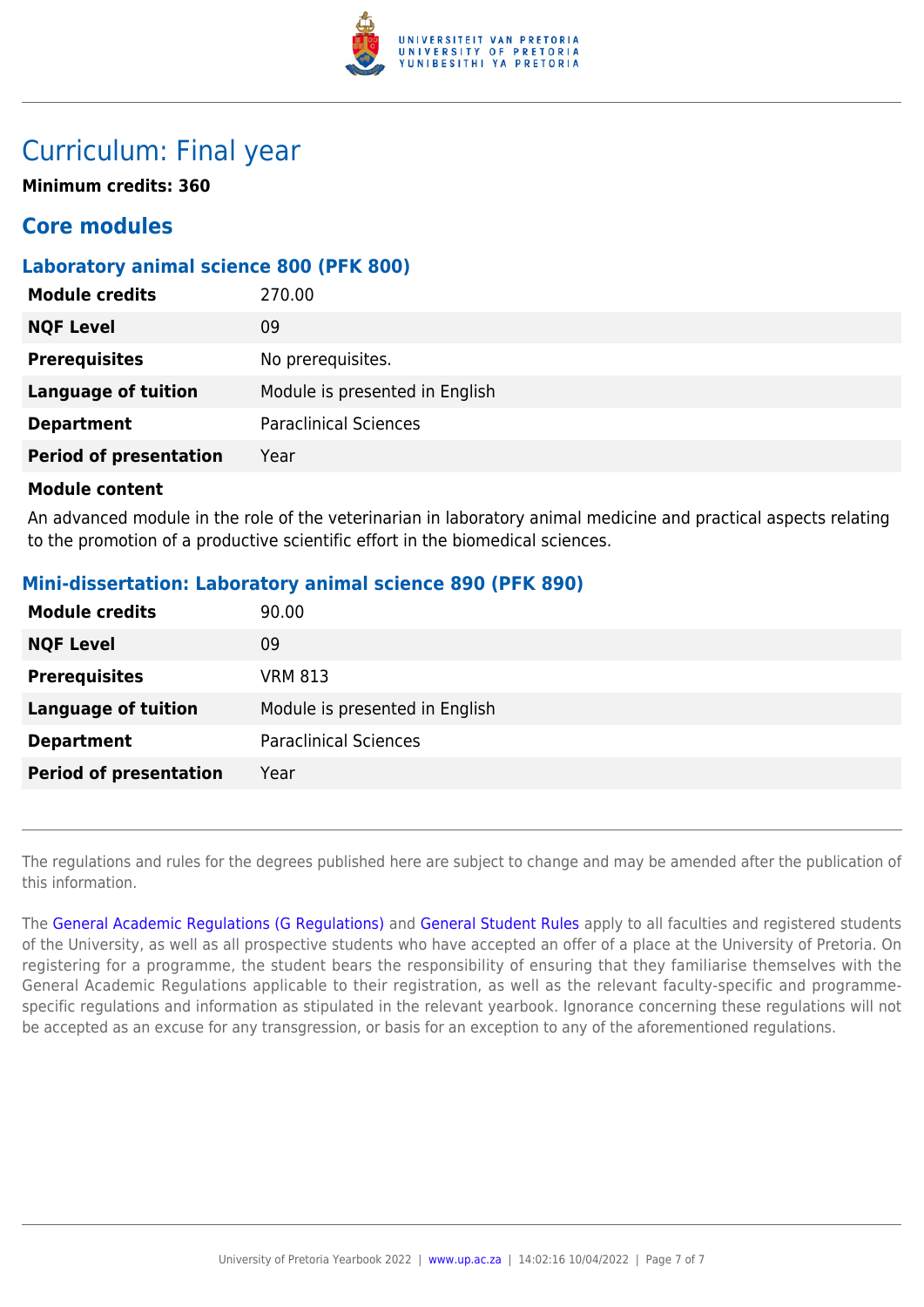# Curriculum: Final year

**Minimum credits: 360**

## Core modules

### Laboratory animal science 800 (PFK 800)

| | |
|---|---|
| **Module credits** | 270.00 |
| **NQF Level** | 09 |
| **Prerequisites** | No prerequisites. |
| **Language of tuition** | Module is presented in English |
| **Department** | Paraclinical Sciences |
| **Period of presentation** | Year |

**Module content**

An advanced module in the role of the veterinarian in laboratory animal medicine and practical aspects relating to the promotion of a productive scientific effort in the biomedical sciences.

### Mini-dissertation: Laboratory animal science 890 (PFK 890)

| | |
|---|---|
| **Module credits** | 90.00 |
| **NQF Level** | 09 |
| **Prerequisites** | VRM 813 |
| **Language of tuition** | Module is presented in English |
| **Department** | Paraclinical Sciences |
| **Period of presentation** | Year |

The regulations and rules for the degrees published here are subject to change and may be amended after the publication of this information.

The General Academic Regulations (G Regulations) and General Student Rules apply to all faculties and registered students of the University, as well as all prospective students who have accepted an offer of a place at the University of Pretoria. On registering for a programme, the student bears the responsibility of ensuring that they familiarise themselves with the General Academic Regulations applicable to their registration, as well as the relevant faculty-specific and programme-specific regulations and information as stipulated in the relevant yearbook. Ignorance concerning these regulations will not be accepted as an excuse for any transgression, or basis for an exception to any of the aforementioned regulations.